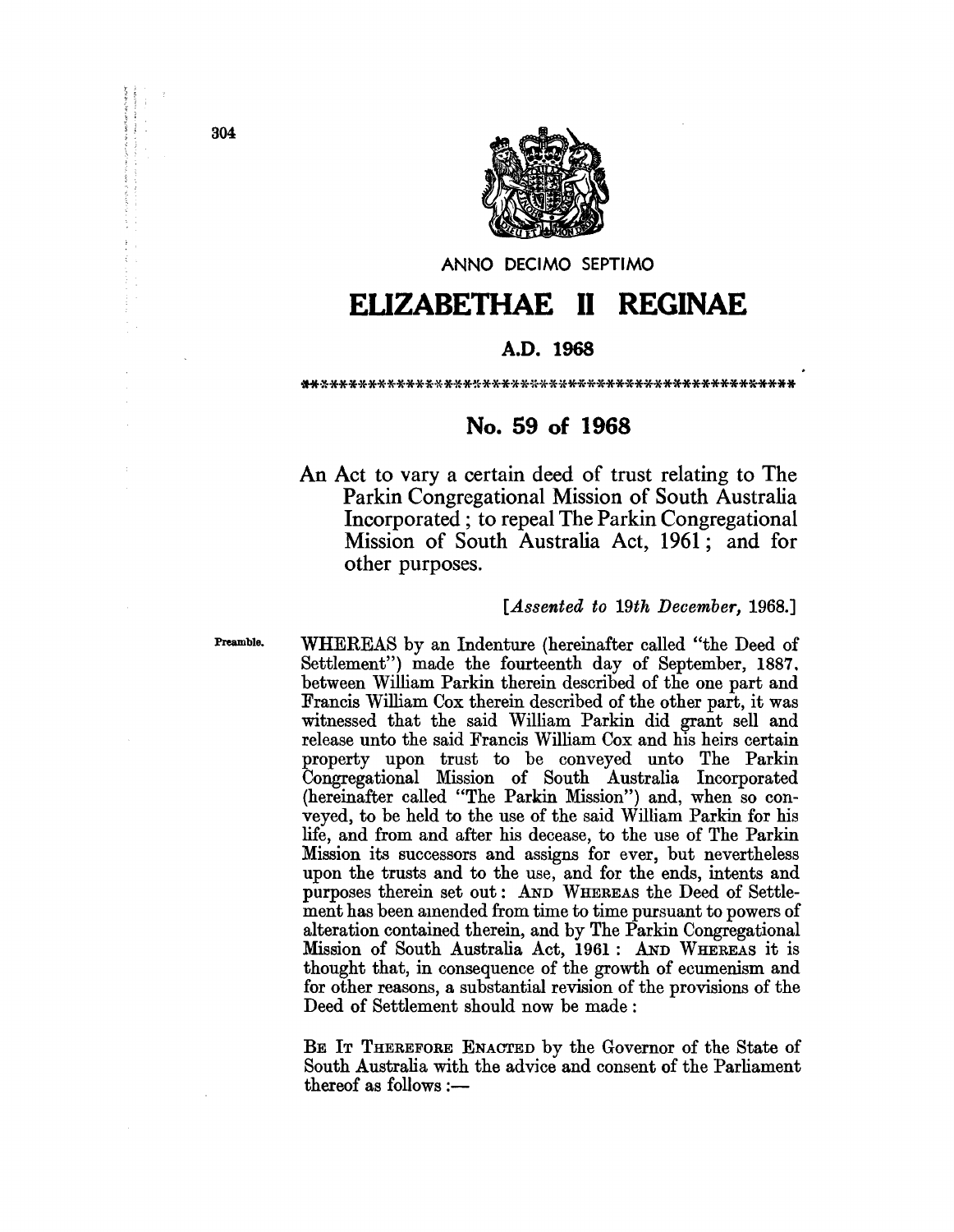ANNO DECIMO SEPTIMO

# ELIZABETHAE II REGINAE

**A.D. 1968**

## No. 59 of 1968

An Act to vary a certain deed of trust relating to The Parkin Congregational Mission of South Australia Incorporated; to repeal The Parkin Congregational Mission of South Australia Act, 1961; and for other purposes.

[*Assented to 19th December, 1968.*]

Preamble.

WHEREAS by an Indenture (hereinafter called "the Deed of Settlement") made the fourteenth day of September, 1887, between William Parkin therein described of the one part and Francis William Cox therein described of the other part, it was witnessed that the said William Parkin did grant sell and release unto the said Francis William Cox and his heirs certain property upon trust to be conveyed unto The Parkin Congregational Mission of South Australia Incorporated (hereinafter called "The Parkin Mission") and, when so conveyed, to be held to the use of the said William Parkin for his life, and from and after his decease, to the use of The Parkin Mission its successors and assigns for ever, but nevertheless upon the trusts and to the use, and for the ends, intents and purposes therein set out: AND WHEREAS the Deed of Settlement has been amended from time to time pursuant to powers of alteration contained therein, and by The Parkin Congregational Mission of South Australia Act, 1961: AND WHEREAS it is thought that, in consequence of the growth of ecumenism and for other reasons, a substantial revision of the provisions of the Deed of Settlement should now be made:

BE IT THEREFORE ENACTED by the Governor of the State of South Australia with the advice and consent of the Parliament thereof as follows:—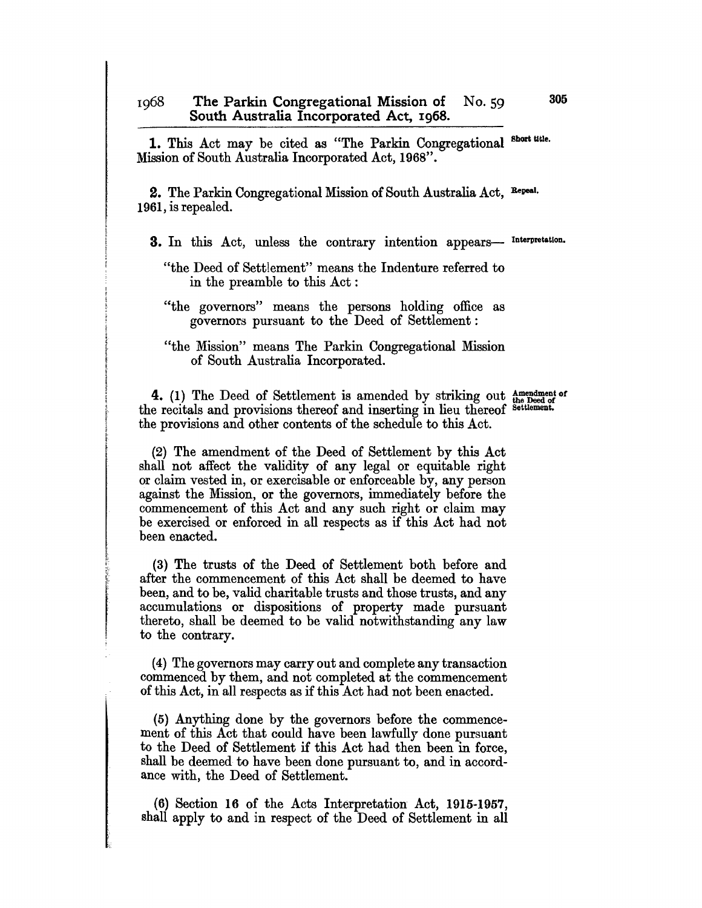**1.** This Act may be cited as "The Parkin Congregational Mission of South Australia Incorporated Act, 1968". *Short title.*

**2.** The Parkin Congregational Mission of South Australia Act, 1961, is repealed. *Repeal.*

**3.** In this Act, unless the contrary intention appears— *Interpretation.*

"the Deed of Settlement" means the Indenture referred to in the preamble to this Act:

"the governors" means the persons holding office as governors pursuant to the Deed of Settlement:

"the Mission" means The Parkin Congregational Mission of South Australia Incorporated.

**4.** (1) The Deed of Settlement is amended by striking out the recitals and provisions thereof and inserting in lieu thereof the provisions and other contents of the schedule to this Act. *Amendment of the Deed of Settlement.*

(2) The amendment of the Deed of Settlement by this Act shall not affect the validity of any legal or equitable right or claim vested in, or exercisable or enforceable by, any person against the Mission, or the governors, immediately before the commencement of this Act and any such right or claim may be exercised or enforced in all respects as if this Act had not been enacted.

(3) The trusts of the Deed of Settlement both before and after the commencement of this Act shall be deemed to have been, and to be, valid charitable trusts and those trusts, and any accumulations or dispositions of property made pursuant thereto, shall be deemed to be valid notwithstanding any law to the contrary.

(4) The governors may carry out and complete any transaction commenced by them, and not completed at the commencement of this Act, in all respects as if this Act had not been enacted.

(5) Anything done by the governors before the commencement of this Act that could have been lawfully done pursuant to the Deed of Settlement if this Act had then been in force, shall be deemed to have been done pursuant to, and in accordance with, the Deed of Settlement.

(6) Section 16 of the Acts Interpretation Act, 1915-1957, shall apply to and in respect of the Deed of Settlement in all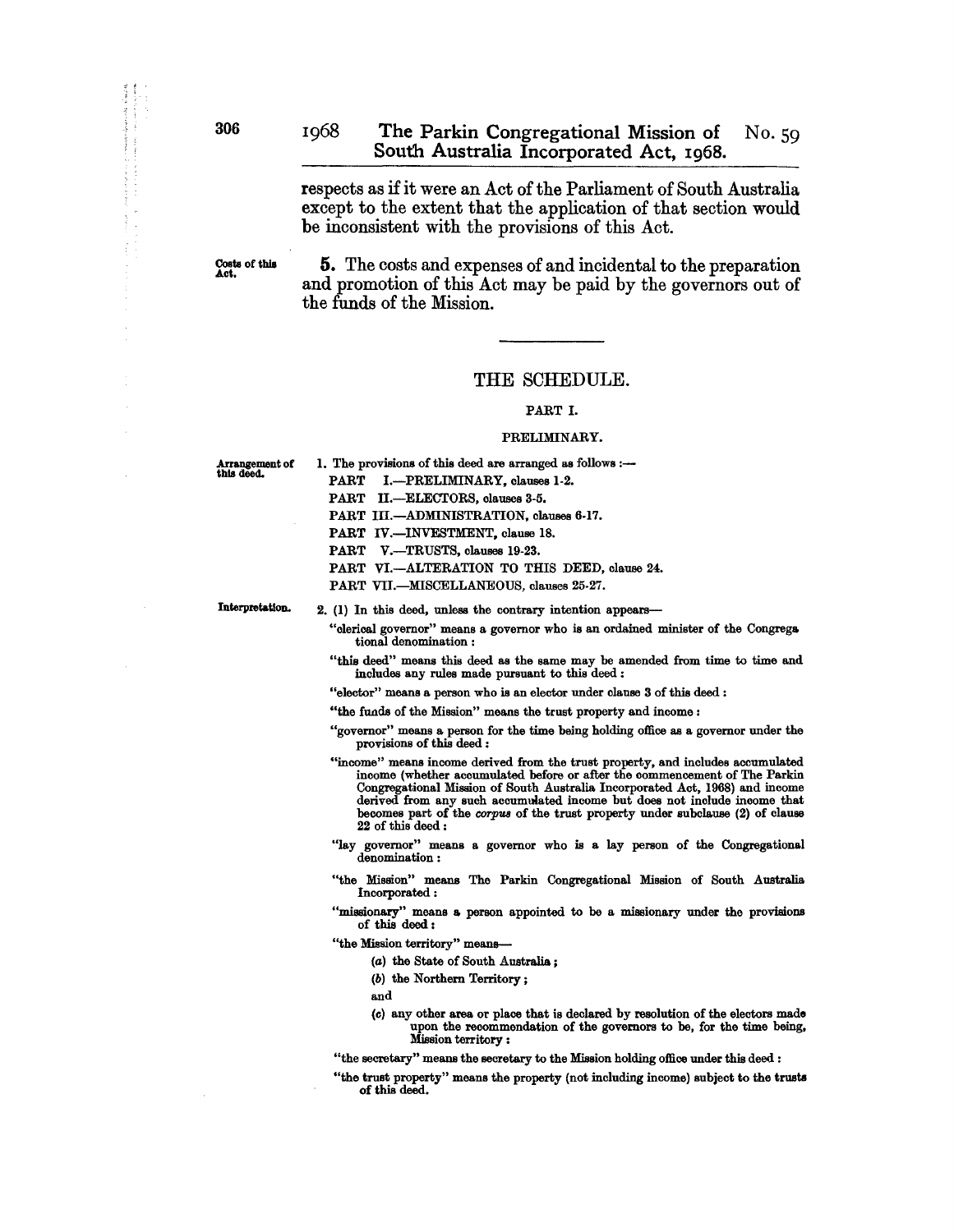respects as if it were an Act of the Parliament of South Australia except to the extent that the application of that section would be inconsistent with the provisions of this Act.

Costs of this Act.

**5.** The costs and expenses of and incidental to the preparation and promotion of this Act may be paid by the governors out of the funds of the Mission.

---

## THE SCHEDULE.

### PART I.

### PRELIMINARY.

Arrangement of this deed.

1. The provisions of this deed are arranged as follows :—

PART I.—PRELIMINARY, clauses 1-2.

PART II.—ELECTORS, clauses 3-5.

PART III.—ADMINISTRATION, clauses 6-17.

PART IV.—INVESTMENT, clause 18.

PART V.—TRUSTS, clauses 19-23.

PART VI.—ALTERATION TO THIS DEED, clause 24.

PART VII.—MISCELLANEOUS, clauses 25-27.

Interpretation.

2. (1) In this deed, unless the contrary intention appears—

"clerical governor" means a governor who is an ordained minister of the Congregational denomination :

"this deed" means this deed as the same may be amended from time to time and includes any rules made pursuant to this deed :

"elector" means a person who is an elector under clause 3 of this deed :

"the funds of the Mission" means the trust property and income :

"governor" means a person for the time being holding office as a governor under the provisions of this deed :

"income" means income derived from the trust property, and includes accumulated income (whether accumulated before or after the commencement of The Parkin Congregational Mission of South Australia Incorporated Act, 1968) and income derived from any such accumulated income but does not include income that becomes part of the *corpus* of the trust property under subclause (2) of clause 22 of this deed :

"lay governor" means a governor who is a lay person of the Congregational denomination :

"the Mission" means The Parkin Congregational Mission of South Australia Incorporated :

"missionary" means a person appointed to be a missionary under the provisions of this deed :

"the Mission territory" means—

(*a*) the State of South Australia ;

(*b*) the Northern Territory ;

and

(*c*) any other area or place that is declared by resolution of the electors made upon the recommendation of the governors to be, for the time being, Mission territory :

"the secretary" means the secretary to the Mission holding office under this deed :

"the trust property" means the property (not including income) subject to the trusts of this deed.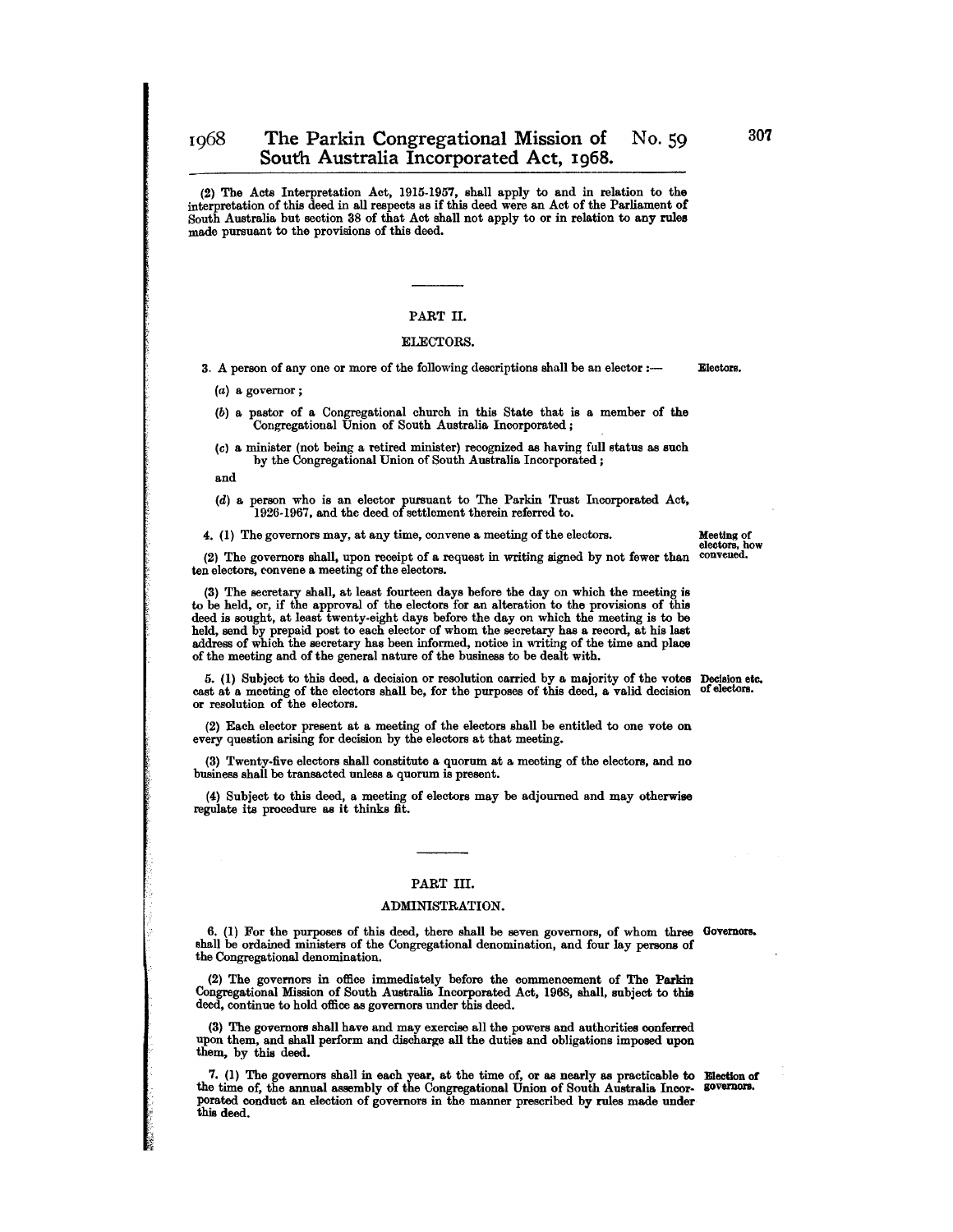(2) The Acts Interpretation Act, 1915-1957, shall apply to and in relation to the interpretation of this deed in all respects as if this deed were an Act of the Parliament of South Australia but section 38 of that Act shall not apply to or in relation to any rules made pursuant to the provisions of this deed.

## PART II.

### ELECTORS.

**Electors.**

3. A person of any one or more of the following descriptions shall be an elector :—

(*a*) a governor ;

(*b*) a pastor of a Congregational church in this State that is a member of the Congregational Union of South Australia Incorporated ;

(*c*) a minister (not being a retired minister) recognized as having full status as such by the Congregational Union of South Australia Incorporated ;

and

(*d*) a person who is an elector pursuant to The Parkin Trust Incorporated Act, 1926-1967, and the deed of settlement therein referred to.

**Meeting of electors, how convened.**

4. (1) The governors may, at any time, convene a meeting of the electors.

(2) The governors shall, upon receipt of a request in writing signed by not fewer than ten electors, convene a meeting of the electors.

(3) The secretary shall, at least fourteen days before the day on which the meeting is to be held, or, if the approval of the electors for an alteration to the provisions of this deed is sought, at least twenty-eight days before the day on which the meeting is to be held, send by prepaid post to each elector of whom the secretary has a record, at his last address of which the secretary has been informed, notice in writing of the time and place of the meeting and of the general nature of the business to be dealt with.

**Decision etc. of electors.**

5. (1) Subject to this deed, a decision or resolution carried by a majority of the votes cast at a meeting of the electors shall be, for the purposes of this deed, a valid decision or resolution of the electors.

(2) Each elector present at a meeting of the electors shall be entitled to one vote on every question arising for decision by the electors at that meeting.

(3) Twenty-five electors shall constitute a quorum at a meeting of the electors, and no business shall be transacted unless a quorum is present.

(4) Subject to this deed, a meeting of electors may be adjourned and may otherwise regulate its procedure as it thinks fit.

## PART III.

### ADMINISTRATION.

**Governors.**

6. (1) For the purposes of this deed, there shall be seven governors, of whom three shall be ordained ministers of the Congregational denomination, and four lay persons of the Congregational denomination.

(2) The governors in office immediately before the commencement of The Parkin Congregational Mission of South Australia Incorporated Act, 1968, shall, subject to this deed, continue to hold office as governors under this deed.

(3) The governors shall have and may exercise all the powers and authorities conferred upon them, and shall perform and discharge all the duties and obligations imposed upon them, by this deed.

**Election of governors.**

7. (1) The governors shall in each year, at the time of, or as nearly as practicable to the time of, the annual assembly of the Congregational Union of South Australia Incorporated conduct an election of governors in the manner prescribed by rules made under this deed.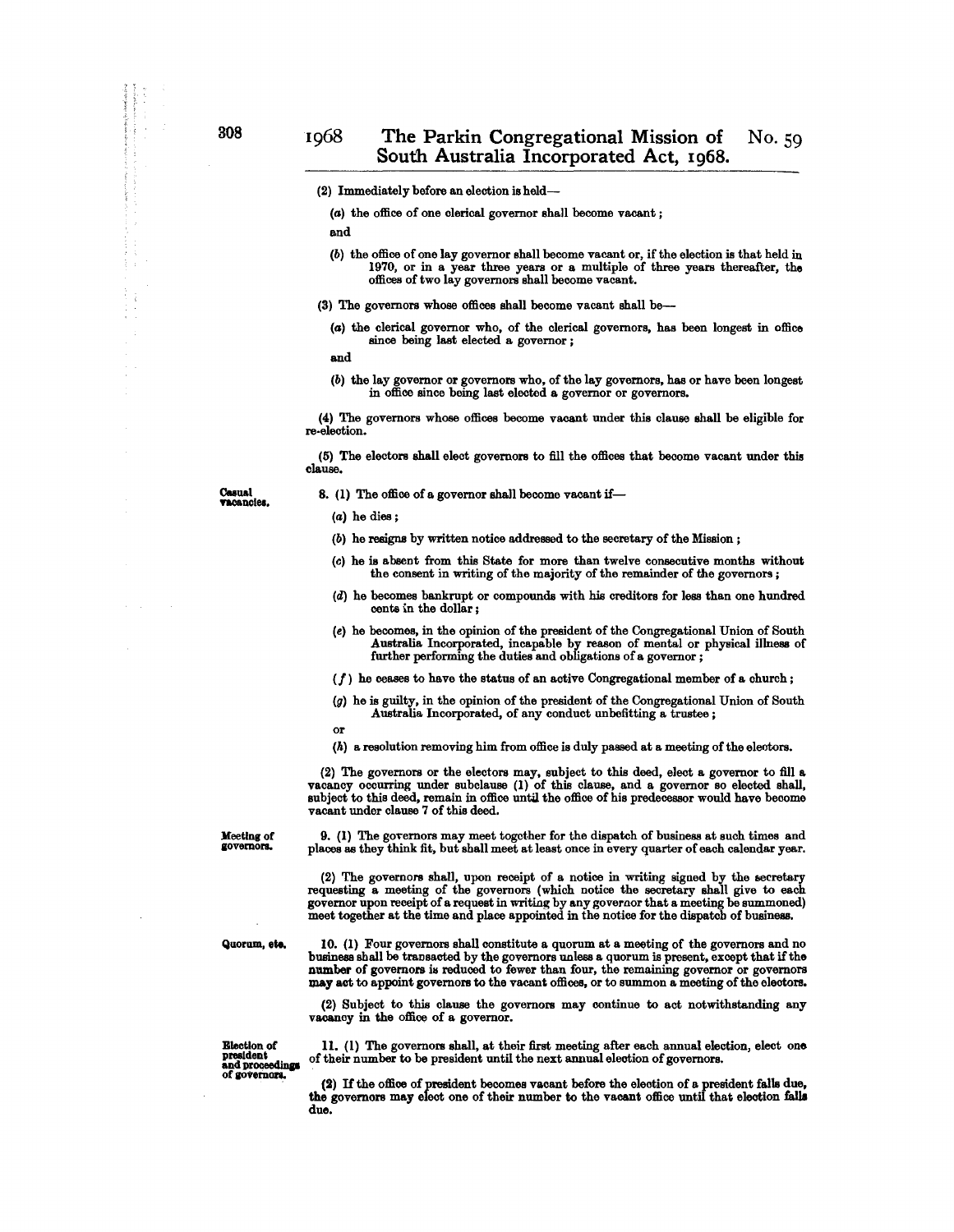(2) Immediately before an election is held—

(a) the office of one clerical governor shall become vacant;

and

(b) the office of one lay governor shall become vacant or, if the election is that held in 1970, or in a year three years or a multiple of three years thereafter, the offices of two lay governors shall become vacant.

(3) The governors whose offices shall become vacant shall be—

(a) the clerical governor who, of the clerical governors, has been longest in office since being last elected a governor;

and

(b) the lay governor or governors who, of the lay governors, has or have been longest in office since being last elected a governor or governors.

(4) The governors whose offices become vacant under this clause shall be eligible for re-election.

(5) The electors shall elect governors to fill the offices that become vacant under this clause.

**Casual vacancies.**

8. (1) The office of a governor shall become vacant if—

(a) he dies;

(b) he resigns by written notice addressed to the secretary of the Mission;

(c) he is absent from this State for more than twelve consecutive months without the consent in writing of the majority of the remainder of the governors;

(d) he becomes bankrupt or compounds with his creditors for less than one hundred cents in the dollar;

(e) he becomes, in the opinion of the president of the Congregational Union of South Australia Incorporated, incapable by reason of mental or physical illness of further performing the duties and obligations of a governor;

(f) he ceases to have the status of an active Congregational member of a church;

(g) he is guilty, in the opinion of the president of the Congregational Union of South Australia Incorporated, of any conduct unbefitting a trustee;

or

(h) a resolution removing him from office is duly passed at a meeting of the electors.

(2) The governors or the electors may, subject to this deed, elect a governor to fill a vacancy occurring under subclause (1) of this clause, and a governor so elected shall, subject to this deed, remain in office until the office of his predecessor would have become vacant under clause 7 of this deed.

**Meeting of governors.**

9. (1) The governors may meet together for the dispatch of business at such times and places as they think fit, but shall meet at least once in every quarter of each calendar year.

(2) The governors shall, upon receipt of a notice in writing signed by the secretary requesting a meeting of the governors (which notice the secretary shall give to each governor upon receipt of a request in writing by any governor that a meeting be summoned) meet together at the time and place appointed in the notice for the dispatch of business.

**Quorum, etc.**

10. (1) Four governors shall constitute a quorum at a meeting of the governors and no business shall be transacted by the governors unless a quorum is present, except that if the number of governors is reduced to fewer than four, the remaining governor or governors may act to appoint governors to the vacant offices, or to summon a meeting of the electors.

(2) Subject to this clause the governors may continue to act notwithstanding any vacancy in the office of a governor.

**Election of president and proceedings of governors.**

11. (1) The governors shall, at their first meeting after each annual election, elect one of their number to be president until the next annual election of governors.

(2) If the office of president becomes vacant before the election of a president falls due, the governors may elect one of their number to the vacant office until that election falls due.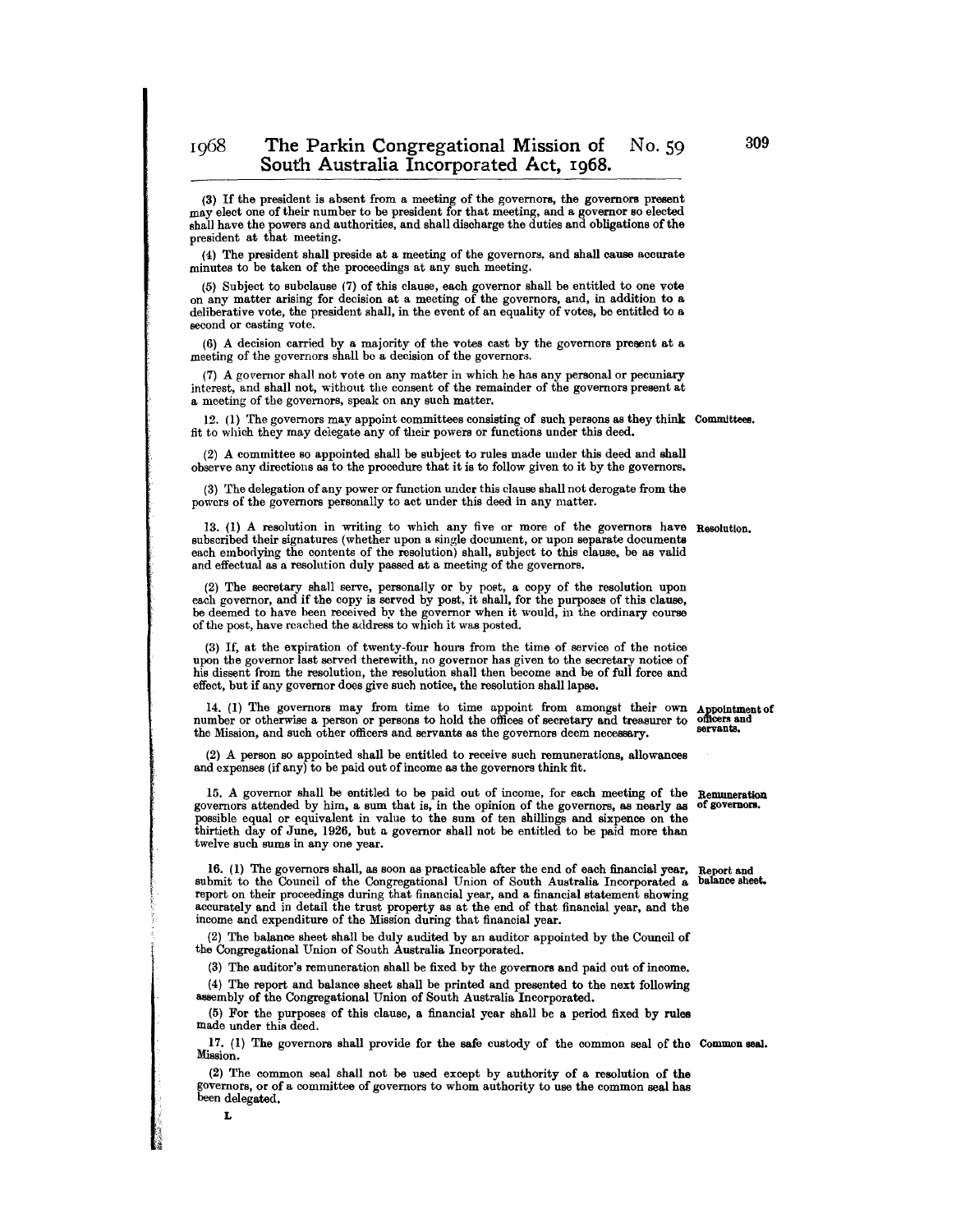(3) If the president is absent from a meeting of the governors, the governors present may elect one of their number to be president for that meeting, and a governor so elected shall have the powers and authorities, and shall discharge the duties and obligations of the president at that meeting.

(4) The president shall preside at a meeting of the governors, and shall cause accurate minutes to be taken of the proceedings at any such meeting.

(5) Subject to subclause (7) of this clause, each governor shall be entitled to one vote on any matter arising for decision at a meeting of the governors, and, in addition to a deliberative vote, the president shall, in the event of an equality of votes, be entitled to a second or casting vote.

(6) A decision carried by a majority of the votes cast by the governors present at a meeting of the governors shall be a decision of the governors.

(7) A governor shall not vote on any matter in which he has any personal or pecuniary interest, and shall not, without the consent of the remainder of the governors present at a meeting of the governors, speak on any such matter.

**Committees.**

12. (1) The governors may appoint committees consisting of such persons as they think fit to which they may delegate any of their powers or functions under this deed.

(2) A committee so appointed shall be subject to rules made under this deed and shall observe any directions as to the procedure that it is to follow given to it by the governors.

(3) The delegation of any power or function under this clause shall not derogate from the powers of the governors personally to act under this deed in any matter.

**Resolution.**

13. (1) A resolution in writing to which any five or more of the governors have subscribed their signatures (whether upon a single document, or upon separate documents each embodying the contents of the resolution) shall, subject to this clause, be as valid and effectual as a resolution duly passed at a meeting of the governors.

(2) The secretary shall serve, personally or by post, a copy of the resolution upon each governor, and if the copy is served by post, it shall, for the purposes of this clause, be deemed to have been received by the governor when it would, in the ordinary course of the post, have reached the address to which it was posted.

(3) If, at the expiration of twenty-four hours from the time of service of the notice upon the governor last served therewith, no governor has given to the secretary notice of his dissent from the resolution, the resolution shall then become and be of full force and effect, but if any governor does give such notice, the resolution shall lapse.

**Appointment of officers and servants.**

14. (1) The governors may from time to time appoint from amongst their own number or otherwise a person or persons to hold the offices of secretary and treasurer to the Mission, and such other officers and servants as the governors deem necessary.

(2) A person so appointed shall be entitled to receive such remunerations, allowances and expenses (if any) to be paid out of income as the governors think fit.

**Remuneration of governors.**

15. A governor shall be entitled to be paid out of income, for each meeting of the governors attended by him, a sum that is, in the opinion of the governors, as nearly as possible equal or equivalent in value to the sum of ten shillings and sixpence on the thirtieth day of June, 1926, but a governor shall not be entitled to be paid more than twelve such sums in any one year.

**Report and balance sheet.**

16. (1) The governors shall, as soon as practicable after the end of each financial year, submit to the Council of the Congregational Union of South Australia Incorporated a report on their proceedings during that financial year, and a financial statement showing accurately and in detail the trust property as at the end of that financial year, and the income and expenditure of the Mission during that financial year.

(2) The balance sheet shall be duly audited by an auditor appointed by the Council of the Congregational Union of South Australia Incorporated.

(3) The auditor's remuneration shall be fixed by the governors and paid out of income.

(4) The report and balance sheet shall be printed and presented to the next following assembly of the Congregational Union of South Australia Incorporated.

(5) For the purposes of this clause, a financial year shall be a period fixed by rules made under this deed.

**Common seal.**

17. (1) The governors shall provide for the safe custody of the common seal of the Mission.

(2) The common seal shall not be used except by authority of a resolution of the governors, or of a committee of governors to whom authority to use the common seal has been delegated.

L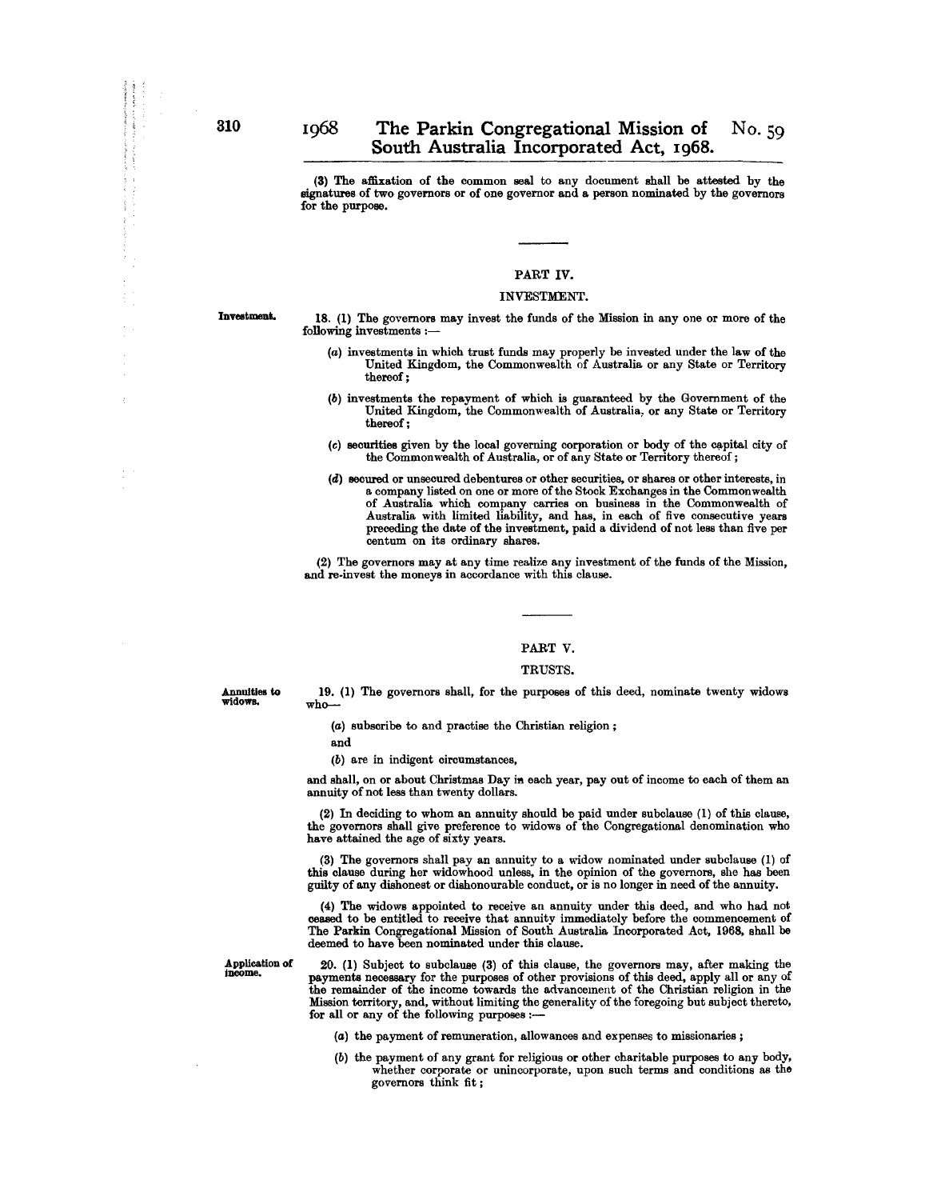(3) The affixation of the common seal to any document shall be attested by the signatures of two governors or of one governor and a person nominated by the governors for the purpose.

## PART IV.

### INVESTMENT.

Investment.

18. (1) The governors may invest the funds of the Mission in any one or more of the following investments :—

(a) investments in which trust funds may properly be invested under the law of the United Kingdom, the Commonwealth of Australia or any State or Territory thereof ;

(b) investments the repayment of which is guaranteed by the Government of the United Kingdom, the Commonwealth of Australia, or any State or Territory thereof ;

(c) securities given by the local governing corporation or body of the capital city of the Commonwealth of Australia, or of any State or Territory thereof ;

(d) secured or unsecured debentures or other securities, or shares or other interests, in a company listed on one or more of the Stock Exchanges in the Commonwealth of Australia which company carries on business in the Commonwealth of Australia with limited liability, and has, in each of five consecutive years preceding the date of the investment, paid a dividend of not less than five per centum on its ordinary shares.

(2) The governors may at any time realize any investment of the funds of the Mission, and re-invest the moneys in accordance with this clause.

## PART V.

### TRUSTS.

Annuities to widows.

19. (1) The governors shall, for the purposes of this deed, nominate twenty widows who—

(a) subscribe to and practise the Christian religion ;

and

(b) are in indigent circumstances,

and shall, on or about Christmas Day in each year, pay out of income to each of them an annuity of not less than twenty dollars.

(2) In deciding to whom an annuity should be paid under subclause (1) of this clause, the governors shall give preference to widows of the Congregational denomination who have attained the age of sixty years.

(3) The governors shall pay an annuity to a widow nominated under subclause (1) of this clause during her widowhood unless, in the opinion of the governors, she has been guilty of any dishonest or dishonourable conduct, or is no longer in need of the annuity.

(4) The widows appointed to receive an annuity under this deed, and who had not ceased to be entitled to receive that annuity immediately before the commencement of The Parkin Congregational Mission of South Australia Incorporated Act, 1968, shall be deemed to have been nominated under this clause.

Application of income.

20. (1) Subject to subclause (3) of this clause, the governors may, after making the payments necessary for the purposes of other provisions of this deed, apply all or any of the remainder of the income towards the advancement of the Christian religion in the Mission territory, and, without limiting the generality of the foregoing but subject thereto, for all or any of the following purposes :—

(a) the payment of remuneration, allowances and expenses to missionaries ;

(b) the payment of any grant for religious or other charitable purposes to any body, whether corporate or unincorporate, upon such terms and conditions as the governors think fit ;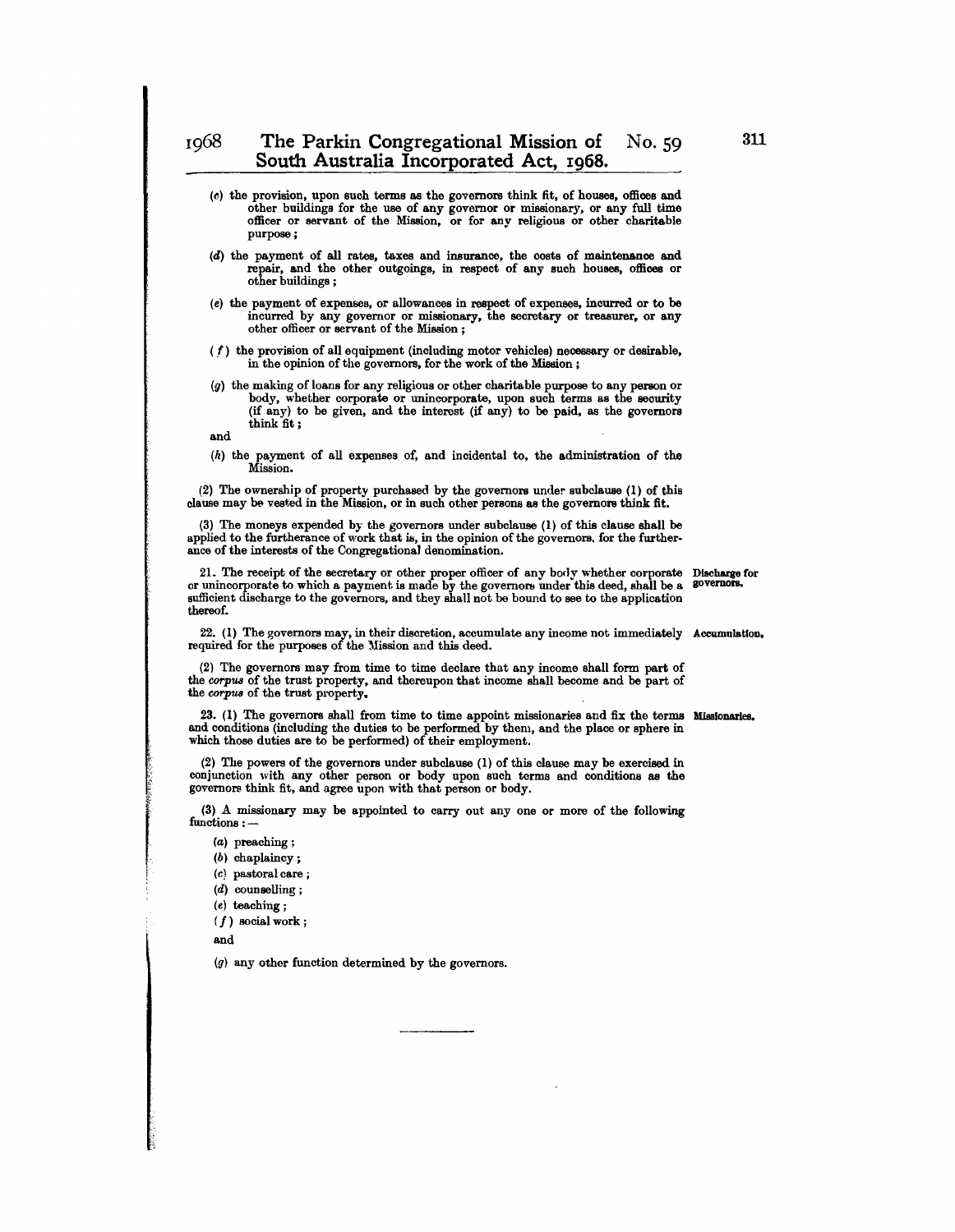(c) the provision, upon such terms as the governors think fit, of houses, offices and other buildings for the use of any governor or missionary, or any full time officer or servant of the Mission, or for any religious or other charitable purpose;

(d) the payment of all rates, taxes and insurance, the costs of maintenance and repair, and the other outgoings, in respect of any such houses, offices or other buildings;

(e) the payment of expenses, or allowances in respect of expenses, incurred or to be incurred by any governor or missionary, the secretary or treasurer, or any other officer or servant of the Mission;

(f) the provision of all equipment (including motor vehicles) necessary or desirable, in the opinion of the governors, for the work of the Mission;

(g) the making of loans for any religious or other charitable purpose to any person or body, whether corporate or unincorporate, upon such terms as the security (if any) to be given, and the interest (if any) to be paid, as the governors think fit;

and

(h) the payment of all expenses of, and incidental to, the administration of the Mission.

(2) The ownership of property purchased by the governors under subclause (1) of this clause may be vested in the Mission, or in such other persons as the governors think fit.

(3) The moneys expended by the governors under subclause (1) of this clause shall be applied to the furtherance of work that is, in the opinion of the governors, for the furtherance of the interests of the Congregational denomination.

**Discharge for governors.**

21. The receipt of the secretary or other proper officer of any body whether corporate or unincorporate to which a payment is made by the governors under this deed, shall be a sufficient discharge to the governors, and they shall not be bound to see to the application thereof.

**Accumulation.**

22. (1) The governors may, in their discretion, accumulate any income not immediately required for the purposes of the Mission and this deed.

(2) The governors may from time to time declare that any income shall form part of the *corpus* of the trust property, and thereupon that income shall become and be part of the *corpus* of the trust property.

**Missionaries.**

23. (1) The governors shall from time to time appoint missionaries and fix the terms and conditions (including the duties to be performed by them, and the place or sphere in which those duties are to be performed) of their employment.

(2) The powers of the governors under subclause (1) of this clause may be exercised in conjunction with any other person or body upon such terms and conditions as the governors think fit, and agree upon with that person or body.

(3) A missionary may be appointed to carry out any one or more of the following functions:—

(a) preaching;

(b) chaplaincy;

(c) pastoral care;

(d) counselling;

(e) teaching;

(f) social work;

and

(g) any other function determined by the governors.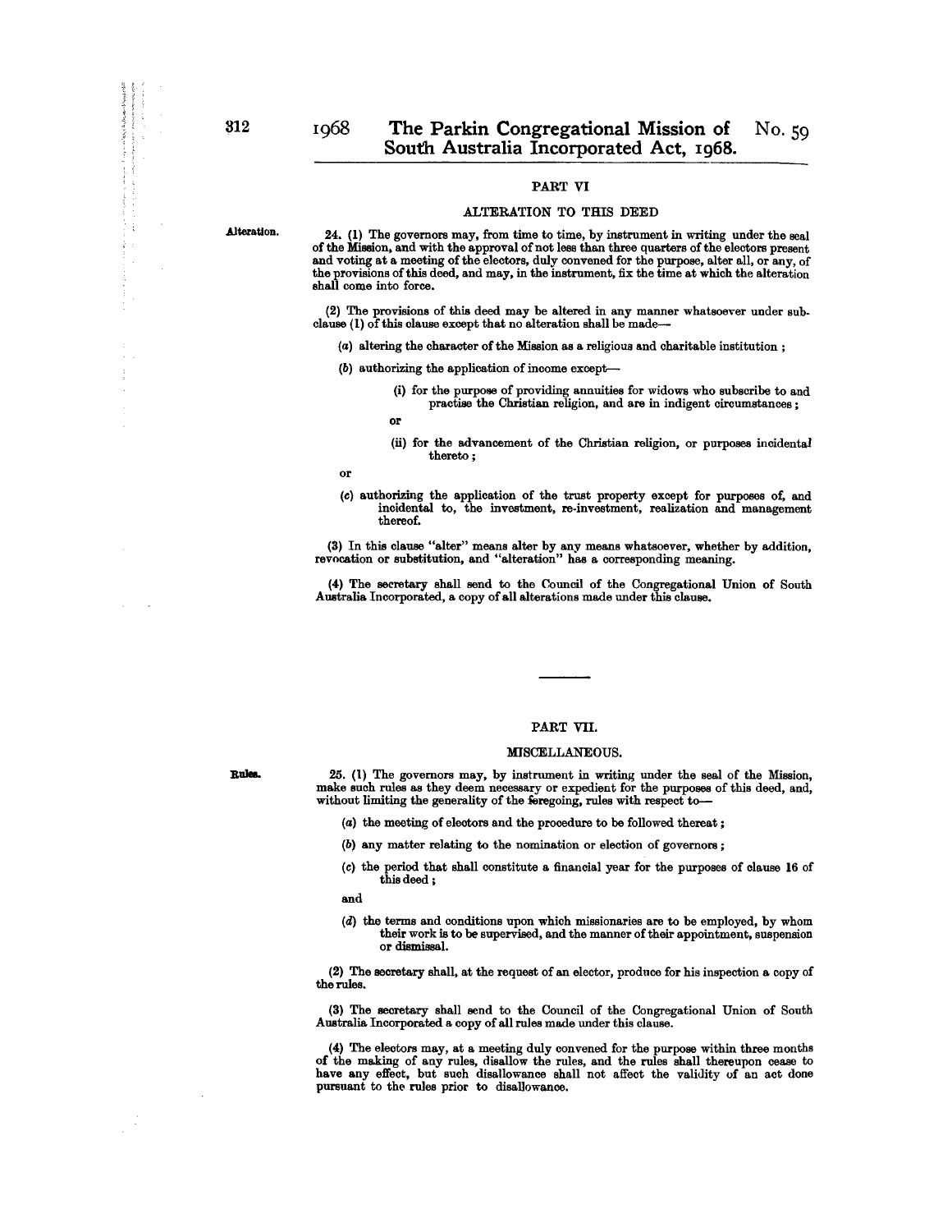## PART VI

### ALTERATION TO THIS DEED

Alteration.

24. (1) The governors may, from time to time, by instrument in writing under the seal of the Mission, and with the approval of not less than three quarters of the electors present and voting at a meeting of the electors, duly convened for the purpose, alter all, or any, of the provisions of this deed, and may, in the instrument, fix the time at which the alteration shall come into force.

(2) The provisions of this deed may be altered in any manner whatsoever under subclause (1) of this clause except that no alteration shall be made—

(a) altering the character of the Mission as a religious and charitable institution ;

(b) authorizing the application of income except—

(i) for the purpose of providing annuities for widows who subscribe to and practise the Christian religion, and are in indigent circumstances ;

or

(ii) for the advancement of the Christian religion, or purposes incidental thereto ;

or

(c) authorizing the application of the trust property except for purposes of, and incidental to, the investment, re-investment, realization and management thereof.

(3) In this clause "alter" means alter by any means whatsoever, whether by addition, revocation or substitution, and "alteration" has a corresponding meaning.

(4) The secretary shall send to the Council of the Congregational Union of South Australia Incorporated, a copy of all alterations made under this clause.

## PART VII.

### MISCELLANEOUS.

Rules.

25. (1) The governors may, by instrument in writing under the seal of the Mission, make such rules as they deem necessary or expedient for the purposes of this deed, and, without limiting the generality of the foregoing, rules with respect to—

(a) the meeting of electors and the procedure to be followed thereat ;

(b) any matter relating to the nomination or election of governors ;

(c) the period that shall constitute a financial year for the purposes of clause 16 of this deed ;

and

(d) the terms and conditions upon which missionaries are to be employed, by whom their work is to be supervised, and the manner of their appointment, suspension or dismissal.

(2) The secretary shall, at the request of an elector, produce for his inspection a copy of the rules.

(3) The secretary shall send to the Council of the Congregational Union of South Australia Incorporated a copy of all rules made under this clause.

(4) The electors may, at a meeting duly convened for the purpose within three months of the making of any rules, disallow the rules, and the rules shall thereupon cease to have any effect, but such disallowance shall not affect the validity of an act done pursuant to the rules prior to disallowance.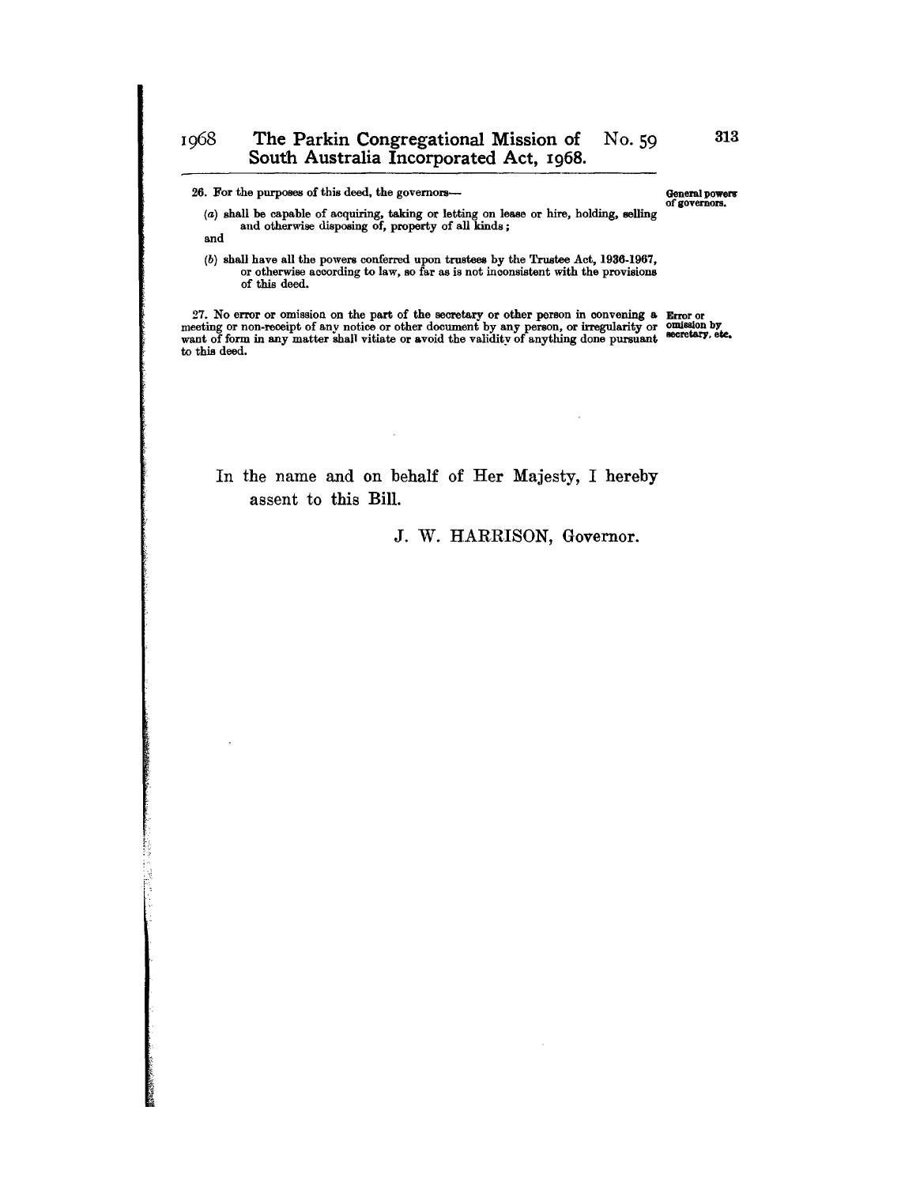26. For the purposes of this deed, the governors—

**General powers of governors.**

(a) shall be capable of acquiring, taking or letting on lease or hire, holding, selling and otherwise disposing of, property of all kinds;

and

(b) shall have all the powers conferred upon trustees by the Trustee Act, 1936-1967, or otherwise according to law, so far as is not inconsistent with the provisions of this deed.

**Error or omission by secretary, etc.**

27. No error or omission on the part of the secretary or other person in convening a meeting or non-receipt of any notice or other document by any person, or irregularity or want of form in any matter shall vitiate or avoid the validity of anything done pursuant to this deed.

In the name and on behalf of Her Majesty, I hereby assent to this Bill.

J. W. HARRISON, Governor.